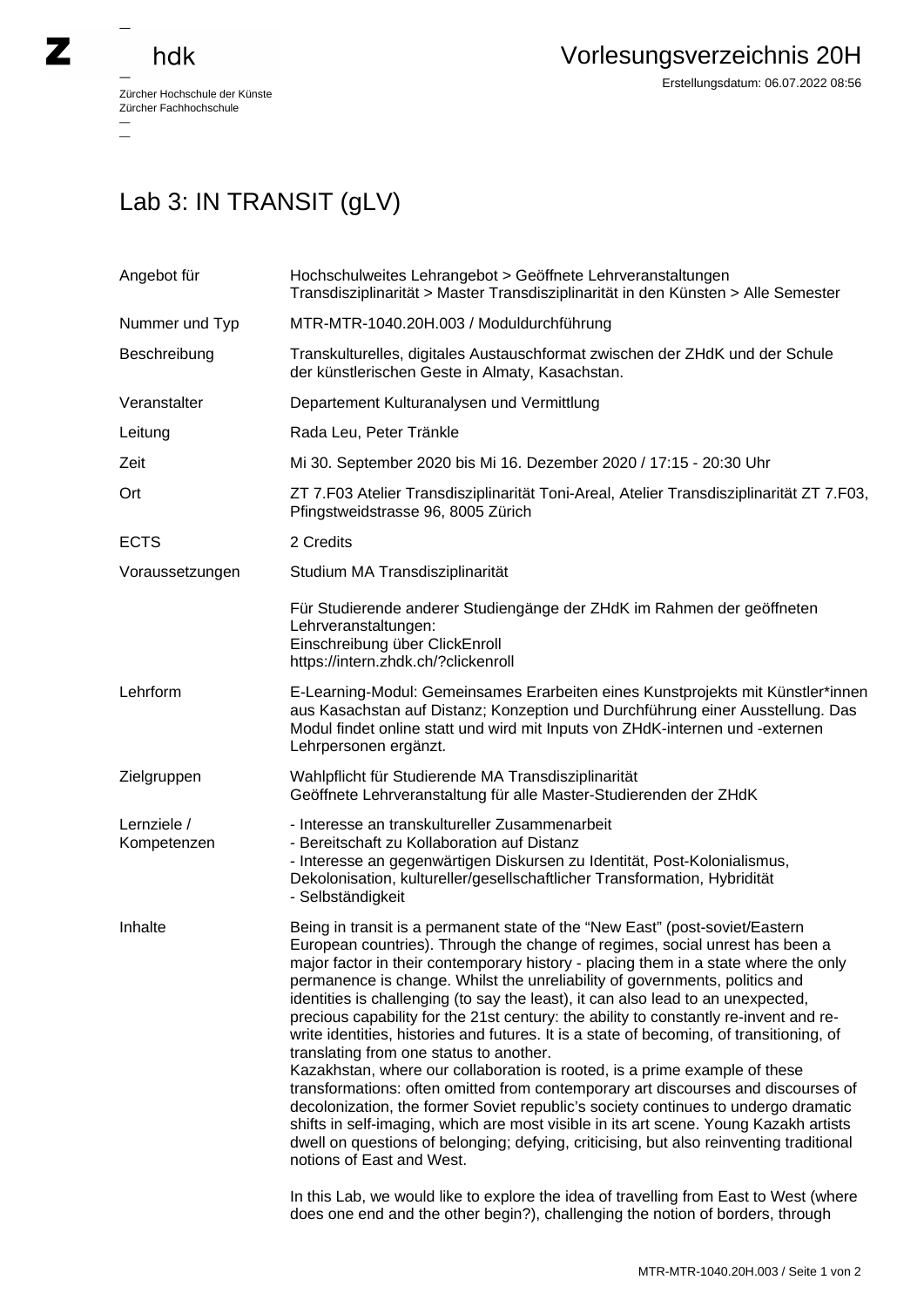zhdk

Zürcher Hochschule der Künste
Zürcher Fachhochschule

Vorlesungsverzeichnis 20H

Erstellungsdatum: 06.07.2022 08:56

# Lab 3: IN TRANSIT (gLV)

| | |
|---|---|
| Angebot für | Hochschulweites Lehrangebot > Geöffnete Lehrveranstaltungen<br>Transdisziplinarität > Master Transdisziplinarität in den Künsten > Alle Semester |
| Nummer und Typ | MTR-MTR-1040.20H.003 / Moduldurchführung |
| Beschreibung | Transkulturelles, digitales Austauschformat zwischen der ZHdK und der Schule der künstlerischen Geste in Almaty, Kasachstan. |
| Veranstalter | Departement Kulturanalysen und Vermittlung |
| Leitung | Rada Leu, Peter Tränkle |
| Zeit | Mi 30. September 2020 bis Mi 16. Dezember 2020 / 17:15 - 20:30 Uhr |
| Ort | ZT 7.F03 Atelier Transdisziplinarität Toni-Areal, Atelier Transdisziplinarität ZT 7.F03, Pfingstweidstrasse 96, 8005 Zürich |
| ECTS | 2 Credits |
| Voraussetzungen | Studium MA Transdisziplinarität<br><br>Für Studierende anderer Studiengänge der ZHdK im Rahmen der geöffneten Lehrveranstaltungen:<br>Einschreibung über ClickEnroll<br>https://intern.zhdk.ch/?clickenroll |
| Lehrform | E-Learning-Modul: Gemeinsames Erarbeiten eines Kunstprojekts mit Künstler*innen aus Kasachstan auf Distanz; Konzeption und Durchführung einer Ausstellung. Das Modul findet online statt und wird mit Inputs von ZHdK-internen und -externen Lehrpersonen ergänzt. |
| Zielgruppen | Wahlpflicht für Studierende MA Transdisziplinarität<br>Geöffnete Lehrveranstaltung für alle Master-Studierenden der ZHdK |
| Lernziele / Kompetenzen | - Interesse an transkultureller Zusammenarbeit<br>- Bereitschaft zu Kollaboration auf Distanz<br>- Interesse an gegenwärtigen Diskursen zu Identität, Post-Kolonialismus, Dekolonisation, kultureller/gesellschaftlicher Transformation, Hybridität<br>- Selbständigkeit |
| Inhalte | Being in transit is a permanent state of the “New East” (post-soviet/Eastern European countries). Through the change of regimes, social unrest has been a major factor in their contemporary history - placing them in a state where the only permanence is change. Whilst the unreliability of governments, politics and identities is challenging (to say the least), it can also lead to an unexpected, precious capability for the 21st century: the ability to constantly re-invent and re-write identities, histories and futures. It is a state of becoming, of transitioning, of translating from one status to another.<br>Kazakhstan, where our collaboration is rooted, is a prime example of these transformations: often omitted from contemporary art discourses and discourses of decolonization, the former Soviet republic’s society continues to undergo dramatic shifts in self-imaging, which are most visible in its art scene. Young Kazakh artists dwell on questions of belonging; defying, criticising, but also reinventing traditional notions of East and West.<br><br>In this Lab, we would like to explore the idea of travelling from East to West (where does one end and the other begin?), challenging the notion of borders, through |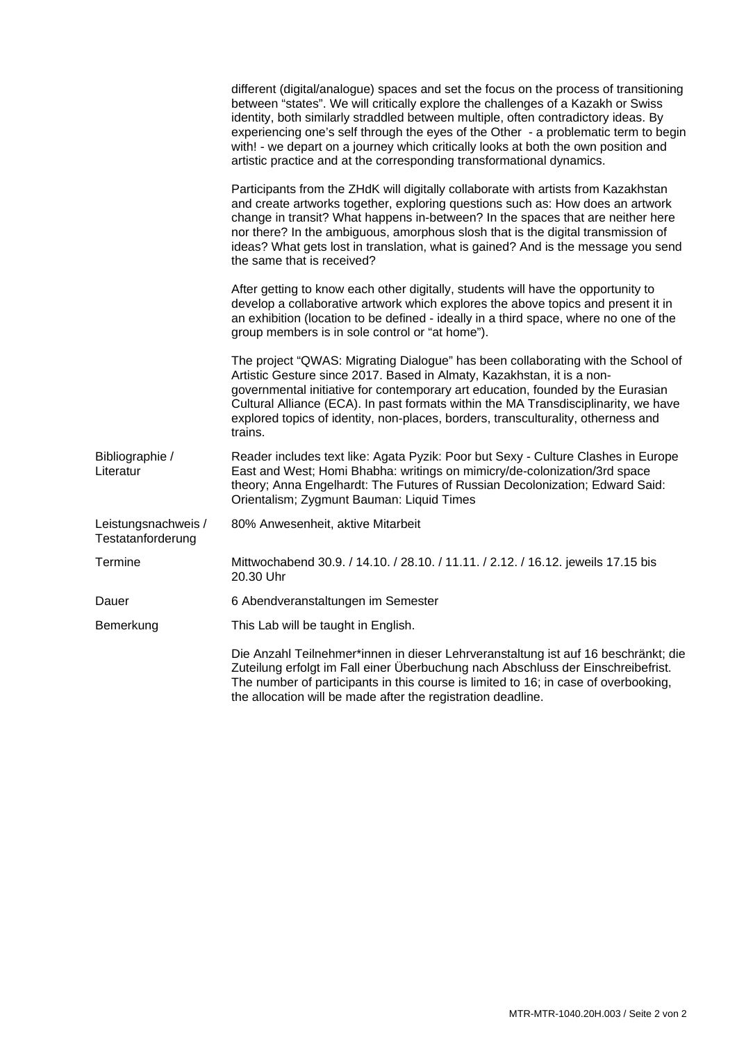different (digital/analogue) spaces and set the focus on the process of transitioning between “states”. We will critically explore the challenges of a Kazakh or Swiss identity, both similarly straddled between multiple, often contradictory ideas. By experiencing one’s self through the eyes of the Other - a problematic term to begin with! - we depart on a journey which critically looks at both the own position and artistic practice and at the corresponding transformational dynamics.

Participants from the ZHdK will digitally collaborate with artists from Kazakhstan and create artworks together, exploring questions such as: How does an artwork change in transit? What happens in-between? In the spaces that are neither here nor there? In the ambiguous, amorphous slosh that is the digital transmission of ideas? What gets lost in translation, what is gained? And is the message you send the same that is received?

After getting to know each other digitally, students will have the opportunity to develop a collaborative artwork which explores the above topics and present it in an exhibition (location to be defined - ideally in a third space, where no one of the group members is in sole control or “at home”).

The project “QWAS: Migrating Dialogue” has been collaborating with the School of Artistic Gesture since 2017. Based in Almaty, Kazakhstan, it is a non-governmental initiative for contemporary art education, founded by the Eurasian Cultural Alliance (ECA). In past formats within the MA Transdisciplinarity, we have explored topics of identity, non-places, borders, transculturality, otherness and trains.

| | |
|---|---|
| Bibliographie / Literatur | Reader includes text like: Agata Pyzik: Poor but Sexy - Culture Clashes in Europe East and West; Homi Bhabha: writings on mimicry/de-colonization/3rd space theory; Anna Engelhardt: The Futures of Russian Decolonization; Edward Said: Orientalism; Zygmunt Bauman: Liquid Times |
| Leistungsnachweis / Testatanforderung | 80% Anwesenheit, aktive Mitarbeit |
| Termine | Mittwochabend 30.9. / 14.10. / 28.10. / 11.11. / 2.12. / 16.12. jeweils 17.15 bis 20.30 Uhr |
| Dauer | 6 Abendveranstaltungen im Semester |
| Bemerkung | This Lab will be taught in English.<br><br>Die Anzahl Teilnehmer*innen in dieser Lehrveranstaltung ist auf 16 beschränkt; die Zuteilung erfolgt im Fall einer Überbuchung nach Abschluss der Einschreibefrist. The number of participants in this course is limited to 16; in case of overbooking, the allocation will be made after the registration deadline. |

MTR-MTR-1040.20H.003